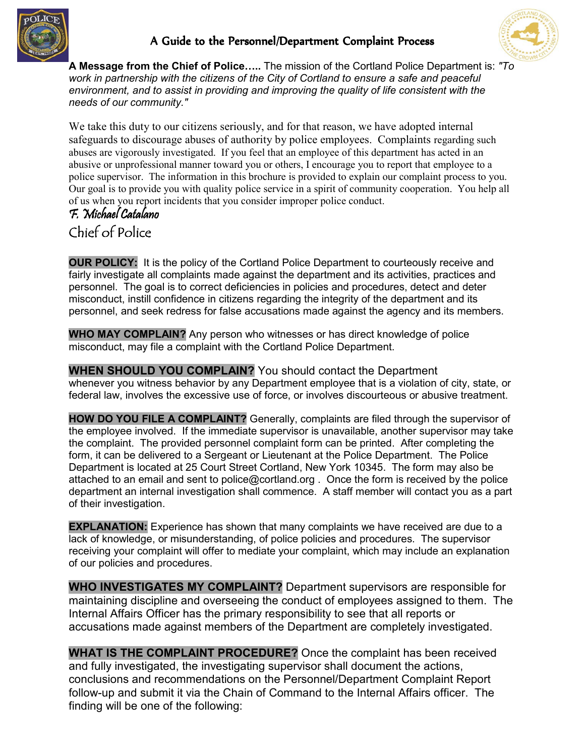# A Guide to the Personnel/Department Complaint Process

**A Message from the Chief of Police…..** The mission of the Cortland Police Department is: *"To work in partnership with the citizens of the City of Cortland to ensure a safe and peaceful environment, and to assist in providing and improving the quality of life consistent with the needs of our community."*

We take this duty to our citizens seriously, and for that reason, we have adopted internal safeguards to discourage abuses of authority by police employees. Complaints regarding such abuses are vigorously investigated. If you feel that an employee of this department has acted in an abusive or unprofessional manner toward you or others, I encourage you to report that employee to a police supervisor. The information in this brochure is provided to explain our complaint process to you. Our goal is to provide you with quality police service in a spirit of community cooperation. You help all of us when you report incidents that you consider improper police conduct.

*F. Michael Catalano*
Chief of Police

**OUR POLICY:** It is the policy of the Cortland Police Department to courteously receive and fairly investigate all complaints made against the department and its activities, practices and personnel. The goal is to correct deficiencies in policies and procedures, detect and deter misconduct, instill confidence in citizens regarding the integrity of the department and its personnel, and seek redress for false accusations made against the agency and its members.

**WHO MAY COMPLAIN?** Any person who witnesses or has direct knowledge of police misconduct, may file a complaint with the Cortland Police Department.

**WHEN SHOULD YOU COMPLAIN?** You should contact the Department whenever you witness behavior by any Department employee that is a violation of city, state, or federal law, involves the excessive use of force, or involves discourteous or abusive treatment.

**HOW DO YOU FILE A COMPLAINT?** Generally, complaints are filed through the supervisor of the employee involved. If the immediate supervisor is unavailable, another supervisor may take the complaint. The provided personnel complaint form can be printed. After completing the form, it can be delivered to a Sergeant or Lieutenant at the Police Department. The Police Department is located at 25 Court Street Cortland, New York 10345. The form may also be attached to an email and sent to police@cortland.org . Once the form is received by the police department an internal investigation shall commence. A staff member will contact you as a part of their investigation.

**EXPLANATION:** Experience has shown that many complaints we have received are due to a lack of knowledge, or misunderstanding, of police policies and procedures. The supervisor receiving your complaint will offer to mediate your complaint, which may include an explanation of our policies and procedures.

**WHO INVESTIGATES MY COMPLAINT?** Department supervisors are responsible for maintaining discipline and overseeing the conduct of employees assigned to them. The Internal Affairs Officer has the primary responsibility to see that all reports or accusations made against members of the Department are completely investigated.

**WHAT IS THE COMPLAINT PROCEDURE?** Once the complaint has been received and fully investigated, the investigating supervisor shall document the actions, conclusions and recommendations on the Personnel/Department Complaint Report follow-up and submit it via the Chain of Command to the Internal Affairs officer. The finding will be one of the following: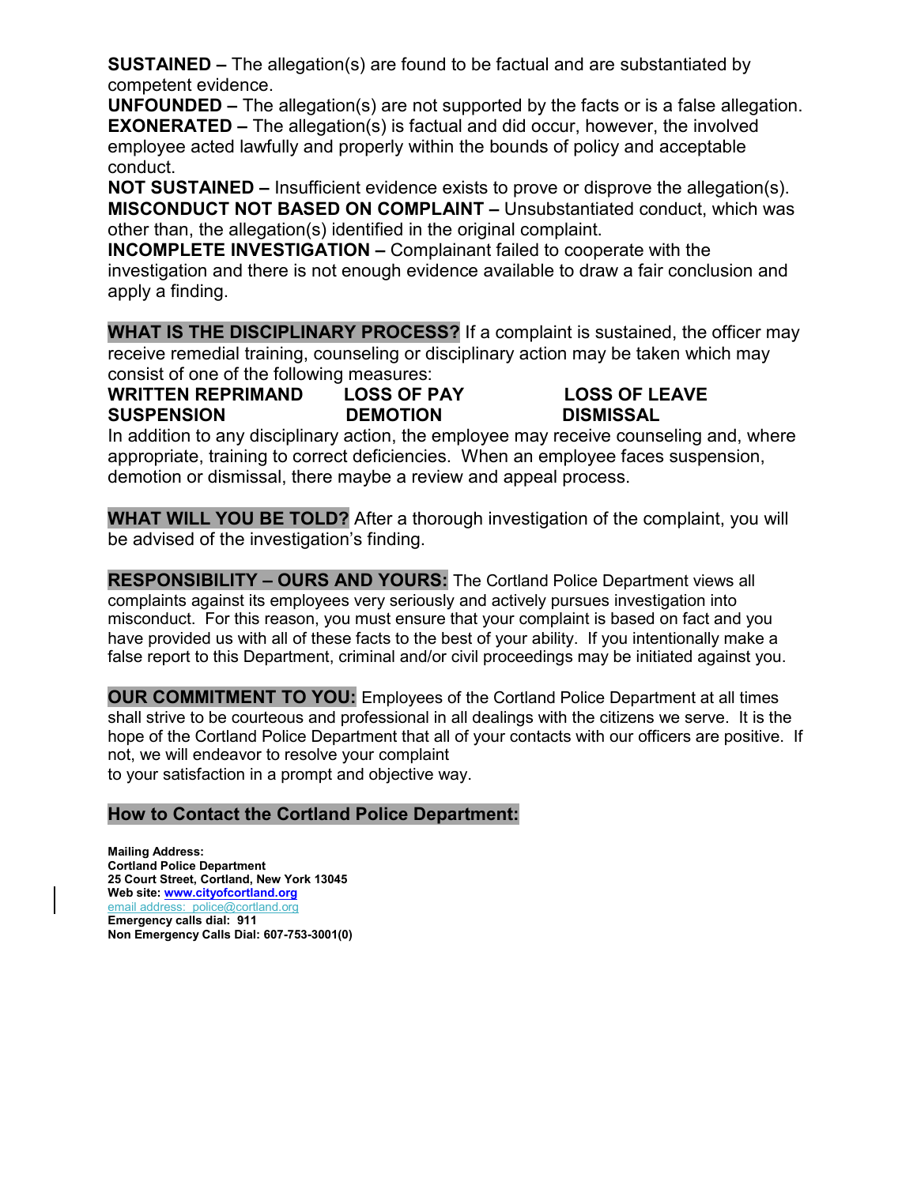**SUSTAINED –** The allegation(s) are found to be factual and are substantiated by competent evidence.
**UNFOUNDED –** The allegation(s) are not supported by the facts or is a false allegation.
**EXONERATED –** The allegation(s) is factual and did occur, however, the involved employee acted lawfully and properly within the bounds of policy and acceptable conduct.
**NOT SUSTAINED –** Insufficient evidence exists to prove or disprove the allegation(s).
**MISCONDUCT NOT BASED ON COMPLAINT –** Unsubstantiated conduct, which was other than, the allegation(s) identified in the original complaint.
**INCOMPLETE INVESTIGATION –** Complainant failed to cooperate with the investigation and there is not enough evidence available to draw a fair conclusion and apply a finding.

**WHAT IS THE DISCIPLINARY PROCESS?** If a complaint is sustained, the officer may receive remedial training, counseling or disciplinary action may be taken which may consist of one of the following measures:

| | | |
|---|---|---|
| **WRITTEN REPRIMAND** | **LOSS OF PAY** | **LOSS OF LEAVE** |
| **SUSPENSION** | **DEMOTION** | **DISMISSAL** |

In addition to any disciplinary action, the employee may receive counseling and, where appropriate, training to correct deficiencies. When an employee faces suspension, demotion or dismissal, there maybe a review and appeal process.

**WHAT WILL YOU BE TOLD?** After a thorough investigation of the complaint, you will be advised of the investigation's finding.

**RESPONSIBILITY – OURS AND YOURS:** The Cortland Police Department views all complaints against its employees very seriously and actively pursues investigation into misconduct. For this reason, you must ensure that your complaint is based on fact and you have provided us with all of these facts to the best of your ability. If you intentionally make a false report to this Department, criminal and/or civil proceedings may be initiated against you.

**OUR COMMITMENT TO YOU:** Employees of the Cortland Police Department at all times shall strive to be courteous and professional in all dealings with the citizens we serve. It is the hope of the Cortland Police Department that all of your contacts with our officers are positive. If not, we will endeavor to resolve your complaint to your satisfaction in a prompt and objective way.

**How to Contact the Cortland Police Department:**

**Mailing Address:**
**Cortland Police Department**
**25 Court Street, Cortland, New York 13045**
**Web site: www.cityofcortland.org**
email address: police@cortland.org
**Emergency calls dial: 911**
**Non Emergency Calls Dial: 607-753-3001(0)**